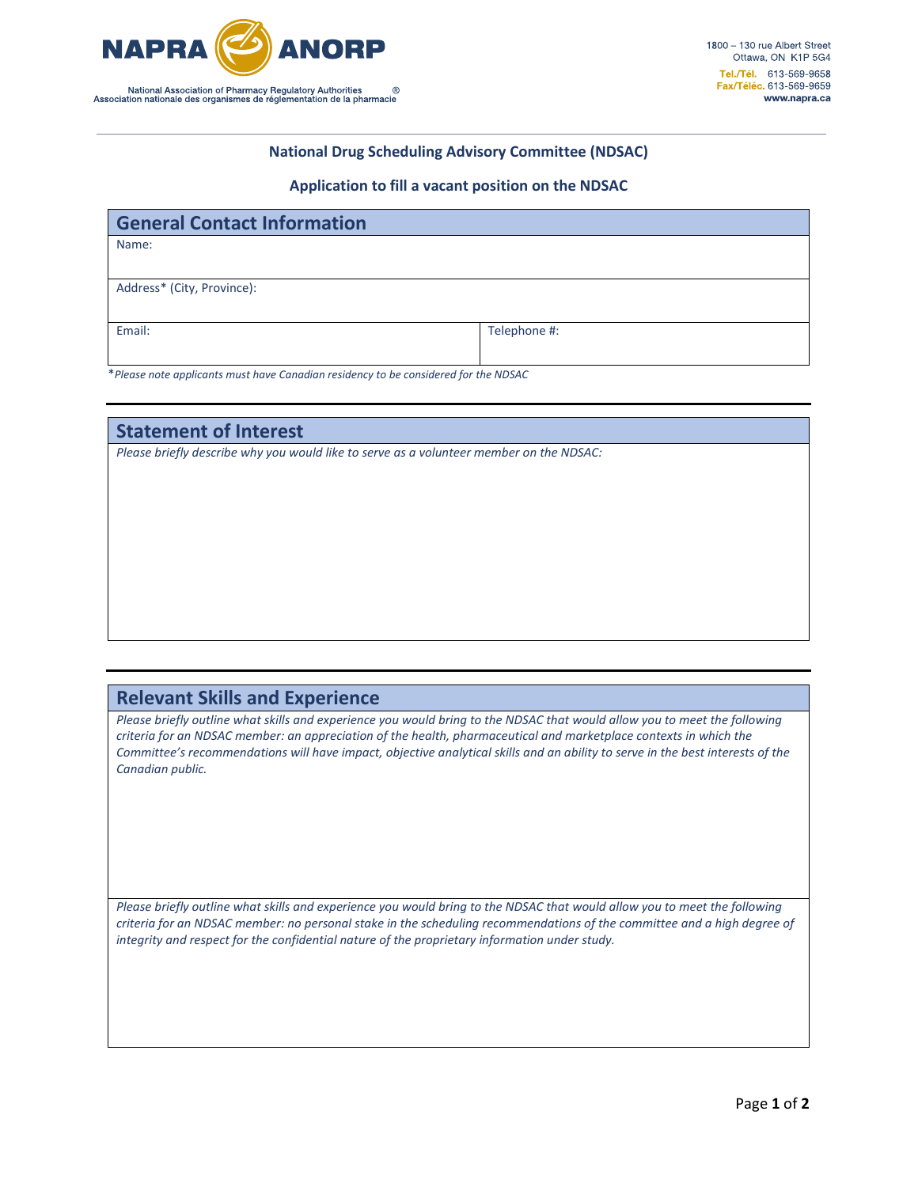NAPRA ANORP

National Association of Pharmacy Regulatory Authorities ®
Association nationale des organismes de réglementation de la pharmacie

1800 – 130 rue Albert Street
Ottawa, ON K1P 5G4
Tel./Tél. 613-569-9658
Fax/Téléc. 613-569-9659
www.napra.ca

**National Drug Scheduling Advisory Committee (NDSAC)**

**Application to fill a vacant position on the NDSAC**

## General Contact Information

| Name: | |
|---|---|
| Address* (City, Province): | |
| Email: | Telephone #: |

*Please note applicants must have Canadian residency to be considered for the NDSAC*

## Statement of Interest

*Please briefly describe why you would like to serve as a volunteer member on the NDSAC:*

## Relevant Skills and Experience

*Please briefly outline what skills and experience you would bring to the NDSAC that would allow you to meet the following criteria for an NDSAC member: an appreciation of the health, pharmaceutical and marketplace contexts in which the Committee's recommendations will have impact, objective analytical skills and an ability to serve in the best interests of the Canadian public.*

*Please briefly outline what skills and experience you would bring to the NDSAC that would allow you to meet the following criteria for an NDSAC member: no personal stake in the scheduling recommendations of the committee and a high degree of integrity and respect for the confidential nature of the proprietary information under study.*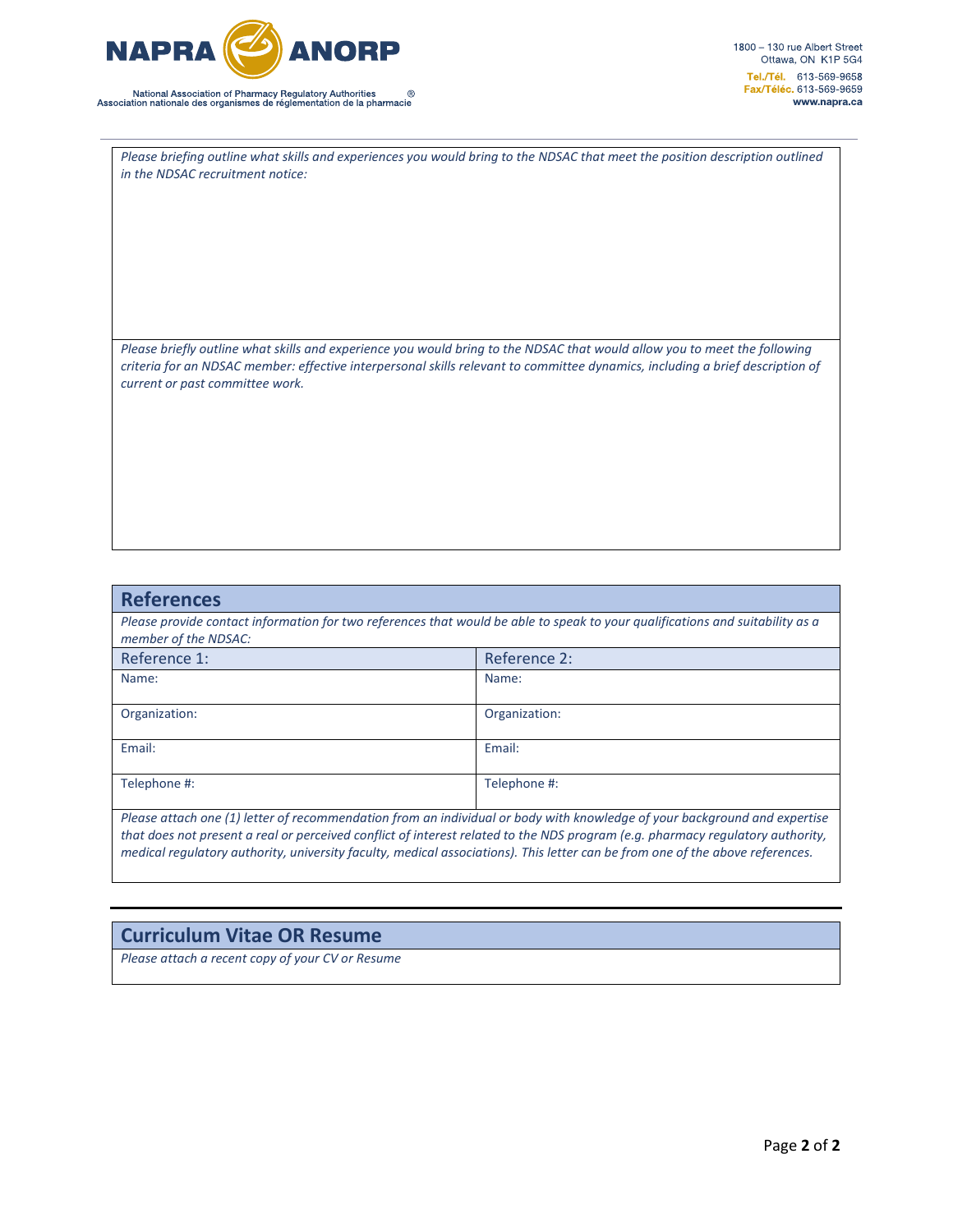*Please briefing outline what skills and experiences you would bring to the NDSAC that meet the position description outlined in the NDSAC recruitment notice:*

*Please briefly outline what skills and experience you would bring to the NDSAC that would allow you to meet the following criteria for an NDSAC member: effective interpersonal skills relevant to committee dynamics, including a brief description of current or past committee work.*

## References

*Please provide contact information for two references that would be able to speak to your qualifications and suitability as a member of the NDSAC:*

| Reference 1: | Reference 2: |
|---|---|
| Name: | Name: |
| Organization: | Organization: |
| Email: | Email: |
| Telephone #: | Telephone #: |

*Please attach one (1) letter of recommendation from an individual or body with knowledge of your background and expertise that does not present a real or perceived conflict of interest related to the NDS program (e.g. pharmacy regulatory authority, medical regulatory authority, university faculty, medical associations). This letter can be from one of the above references.*

## Curriculum Vitae OR Resume

*Please attach a recent copy of your CV or Resume*